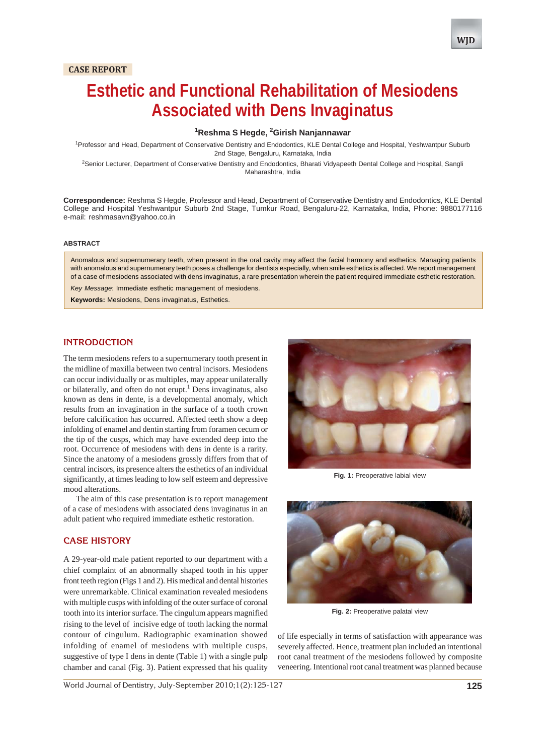CASE REPORT

# Esthetic and Functional Rehabilitation of Mesiodens Associated with Dens Invaginatus

[1]Reshma S Hegde, [2]Girish Nanjannawar

[1]Professor and Head, Department of Conservative Dentistry and Endodontics, KLE Dental College and Hospital, Yeshwantpur Suburb 2nd Stage, Bengaluru, Karnataka, India

[2]Senior Lecturer, Department of Conservative Dentistry and Endodontics, Bharati Vidyapeeth Dental College and Hospital, Sangli Maharashtra, India

**Correspondence:** Reshma S Hegde, Professor and Head, Department of Conservative Dentistry and Endodontics, KLE Dental College and Hospital Yeshwantpur Suburb 2nd Stage, Tumkur Road, Bengaluru-22, Karnataka, India, Phone: 9880177116 e-mail: reshmasavn@yahoo.co.in

#### ABSTRACT

Anomalous and supernumerary teeth, when present in the oral cavity may affect the facial harmony and esthetics. Managing patients with anomalous and supernumerary teeth poses a challenge for dentists especially, when smile esthetics is affected. We report management of a case of mesiodens associated with dens invaginatus, a rare presentation wherein the patient required immediate esthetic restoration.

*Key Message*: Immediate esthetic management of mesiodens.

**Keywords:** Mesiodens, Dens invaginatus, Esthetics.

## INTRODUCTION

The term mesiodens refers to a supernumerary tooth present in the midline of maxilla between two central incisors. Mesiodens can occur individually or as multiples, may appear unilaterally or bilaterally, and often do not erupt.[1] Dens invaginatus, also known as dens in dente, is a developmental anomaly, which results from an invagination in the surface of a tooth crown before calcification has occurred. Affected teeth show a deep infolding of enamel and dentin starting from foramen cecum or the tip of the cusps, which may have extended deep into the root. Occurrence of mesiodens with dens in dente is a rarity. Since the anatomy of a mesiodens grossly differs from that of central incisors, its presence alters the esthetics of an individual significantly, at times leading to low self esteem and depressive mood alterations.

The aim of this case presentation is to report management of a case of mesiodens with associated dens invaginatus in an adult patient who required immediate esthetic restoration.

## CASE HISTORY

A 29-year-old male patient reported to our department with a chief complaint of an abnormally shaped tooth in his upper front teeth region (Figs 1 and 2). His medical and dental histories were unremarkable. Clinical examination revealed mesiodens with multiple cusps with infolding of the outer surface of coronal tooth into its interior surface. The cingulum appears magnified rising to the level of incisive edge of tooth lacking the normal contour of cingulum. Radiographic examination showed infolding of enamel of mesiodens with multiple cusps, suggestive of type I dens in dente (Table 1) with a single pulp chamber and canal (Fig. 3). Patient expressed that his quality of life especially in terms of satisfaction with appearance was severely affected. Hence, treatment plan included an intentional root canal treatment of the mesiodens followed by composite veneering. Intentional root canal treatment was planned because

**Fig. 1:** Preoperative labial view

**Fig. 2:** Preoperative palatal view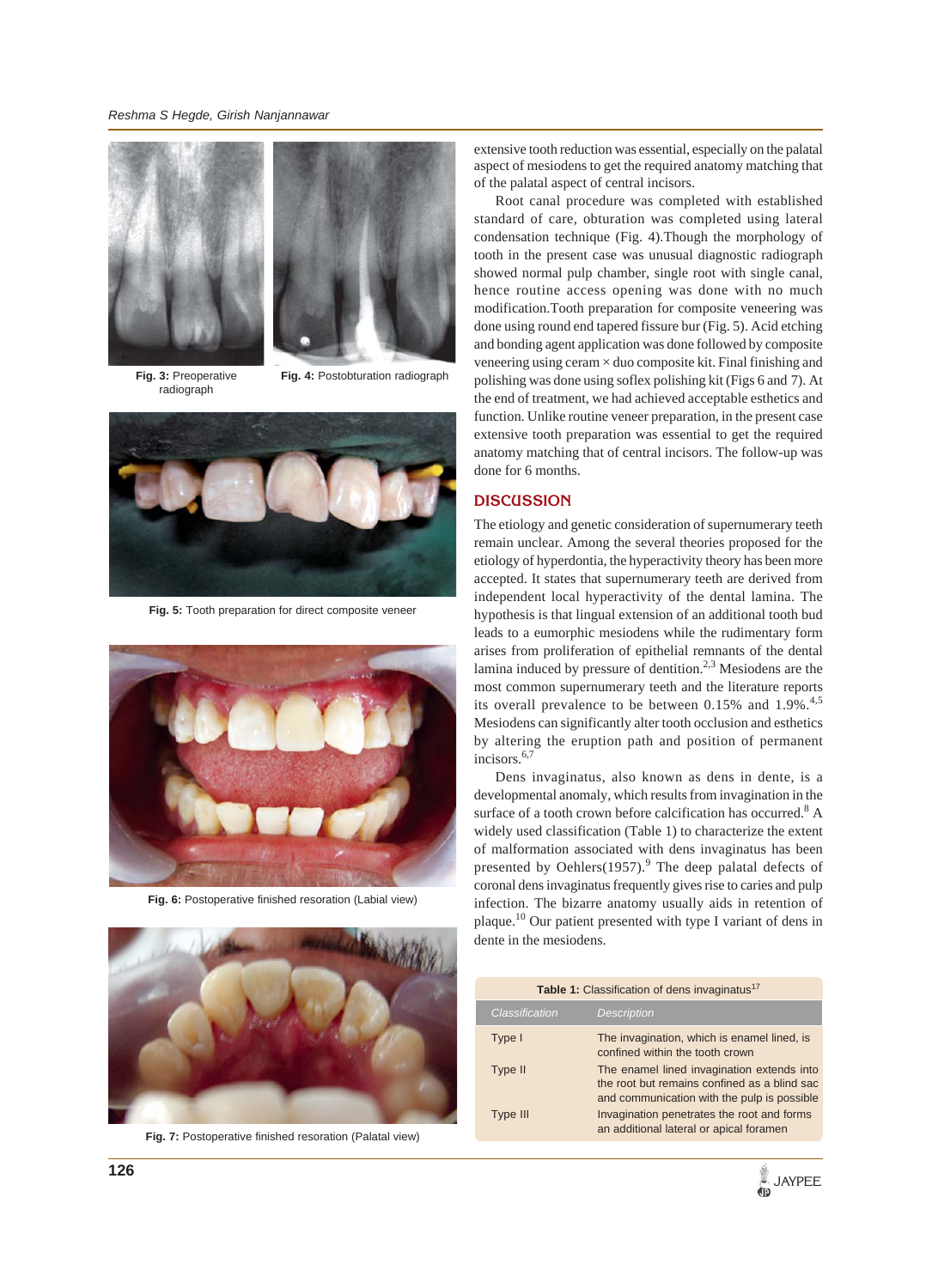Fig. 3: Preoperative radiograph

Fig. 4: Postobturation radiograph

Fig. 5: Tooth preparation for direct composite veneer

Fig. 6: Postoperative finished resoration (Labial view)

Fig. 7: Postoperative finished resoration (Palatal view)

extensive tooth reduction was essential, especially on the palatal aspect of mesiodens to get the required anatomy matching that of the palatal aspect of central incisors.

Root canal procedure was completed with established standard of care, obturation was completed using lateral condensation technique (Fig. 4).Though the morphology of tooth in the present case was unusual diagnostic radiograph showed normal pulp chamber, single root with single canal, hence routine access opening was done with no much modification.Tooth preparation for composite veneering was done using round end tapered fissure bur (Fig. 5). Acid etching and bonding agent application was done followed by composite veneering using ceram × duo composite kit. Final finishing and polishing was done using soflex polishing kit (Figs 6 and 7). At the end of treatment, we had achieved acceptable esthetics and function. Unlike routine veneer preparation, in the present case extensive tooth preparation was essential to get the required anatomy matching that of central incisors. The follow-up was done for 6 months.

## DISCUSSION

The etiology and genetic consideration of supernumerary teeth remain unclear. Among the several theories proposed for the etiology of hyperdontia, the hyperactivity theory has been more accepted. It states that supernumerary teeth are derived from independent local hyperactivity of the dental lamina. The hypothesis is that lingual extension of an additional tooth bud leads to a eumorphic mesiodens while the rudimentary form arises from proliferation of epithelial remnants of the dental lamina induced by pressure of dentition.[2,3] Mesiodens are the most common supernumerary teeth and the literature reports its overall prevalence to be between 0.15% and 1.9%.[4,5] Mesiodens can significantly alter tooth occlusion and esthetics by altering the eruption path and position of permanent incisors.[6,7]

Dens invaginatus, also known as dens in dente, is a developmental anomaly, which results from invagination in the surface of a tooth crown before calcification has occurred.[8] A widely used classification (Table 1) to characterize the extent of malformation associated with dens invaginatus has been presented by Oehlers(1957).[9] The deep palatal defects of coronal dens invaginatus frequently gives rise to caries and pulp infection. The bizarre anatomy usually aids in retention of plaque.[10] Our patient presented with type I variant of dens in dente in the mesiodens.

**Table 1:** Classification of dens invaginatus[17]

| Classification | Description |
|---|---|
| Type I | The invagination, which is enamel lined, is confined within the tooth crown |
| Type II | The enamel lined invagination extends into the root but remains confined as a blind sac and communication with the pulp is possible |
| Type III | Invagination penetrates the root and forms an additional lateral or apical foramen |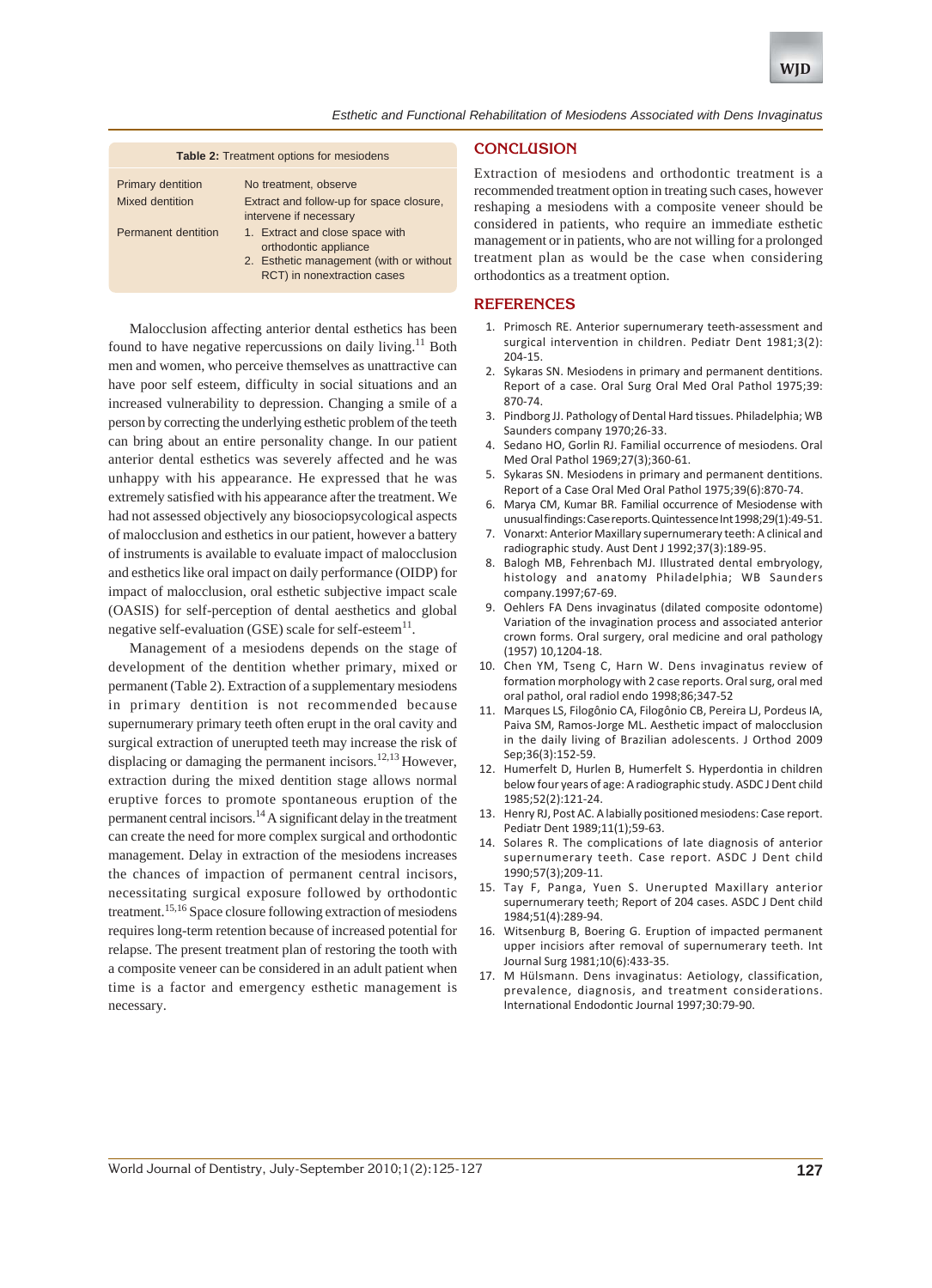**Table 2:** Treatment options for mesiodens

| | |
|---|---|
| Primary dentition | No treatment, observe |
| Mixed dentition | Extract and follow-up for space closure, intervene if necessary |
| Permanent dentition | 1. Extract and close space with orthodontic appliance<br>2. Esthetic management (with or without RCT) in nonextraction cases |

Malocclusion affecting anterior dental esthetics has been found to have negative repercussions on daily living.[11] Both men and women, who perceive themselves as unattractive can have poor self esteem, difficulty in social situations and an increased vulnerability to depression. Changing a smile of a person by correcting the underlying esthetic problem of the teeth can bring about an entire personality change. In our patient anterior dental esthetics was severely affected and he was unhappy with his appearance. He expressed that he was extremely satisfied with his appearance after the treatment. We had not assessed objectively any biosociopsycological aspects of malocclusion and esthetics in our patient, however a battery of instruments is available to evaluate impact of malocclusion and esthetics like oral impact on daily performance (OIDP) for impact of malocclusion, oral esthetic subjective impact scale (OASIS) for self-perception of dental aesthetics and global negative self-evaluation (GSE) scale for self-esteem[11].

Management of a mesiodens depends on the stage of development of the dentition whether primary, mixed or permanent (Table 2). Extraction of a supplementary mesiodens in primary dentition is not recommended because supernumerary primary teeth often erupt in the oral cavity and surgical extraction of unerupted teeth may increase the risk of displacing or damaging the permanent incisors.[12,13] However, extraction during the mixed dentition stage allows normal eruptive forces to promote spontaneous eruption of the permanent central incisors.[14] A significant delay in the treatment can create the need for more complex surgical and orthodontic management. Delay in extraction of the mesiodens increases the chances of impaction of permanent central incisors, necessitating surgical exposure followed by orthodontic treatment.[15,16] Space closure following extraction of mesiodens requires long-term retention because of increased potential for relapse. The present treatment plan of restoring the tooth with a composite veneer can be considered in an adult patient when time is a factor and emergency esthetic management is necessary.

## CONCLUSION

Extraction of mesiodens and orthodontic treatment is a recommended treatment option in treating such cases, however reshaping a mesiodens with a composite veneer should be considered in patients, who require an immediate esthetic management or in patients, who are not willing for a prolonged treatment plan as would be the case when considering orthodontics as a treatment option.

## REFERENCES

1. Primosch RE. Anterior supernumerary teeth-assessment and surgical intervention in children. Pediatr Dent 1981;3(2):204-15.
2. Sykaras SN. Mesiodens in primary and permanent dentitions. Report of a case. Oral Surg Oral Med Oral Pathol 1975;39:870-74.
3. Pindborg JJ. Pathology of Dental Hard tissues. Philadelphia; WB Saunders company 1970;26-33.
4. Sedano HO, Gorlin RJ. Familial occurrence of mesiodens. Oral Med Oral Pathol 1969;27(3);360-61.
5. Sykaras SN. Mesiodens in primary and permanent dentitions. Report of a Case Oral Surg Oral Med Oral Pathol 1975;39(6):870-74.
6. Marya CM, Kumar BR. Familial occurrence of Mesiodense with unusual findings: Case reports. Quintessence Int 1998;29(1):49-51.
7. Vonarxt: Anterior Maxillary supernumerary teeth: A clinical and radiographic study. Aust Dent J 1992;37(3):189-95.
8. Balogh MB, Fehrenbach MJ. Illustrated dental embryology, histology and anatomy Philadelphia; WB Saunders company.1997;67-69.
9. Oehlers FA Dens invaginatus (dilated composite odontome) Variation of the invagination process and associated anterior crown forms. Oral surgery, oral medicine and oral pathology (1957) 10,1204-18.
10. Chen YM, Tseng C, Harn W. Dens invaginatus review of formation morphology with 2 case reports. Oral surg, oral med oral pathol, oral radiol endo 1998;86;347-52
11. Marques LS, Filogônio CA, Filogônio CB, Pereira LJ, Pordeus IA, Paiva SM, Ramos-Jorge ML. Aesthetic impact of malocclusion in the daily living of Brazilian adolescents. J Orthod 2009 Sep;36(3):152-59.
12. Humerfelt D, Hurlen B, Humerfelt S. Hyperdontia in children below four years of age: A radiographic study. ASDC J Dent child 1985;52(2):121-24.
13. Henry RJ, Post AC. A labially positioned mesiodens: Case report. Pediatr Dent 1989;11(1);59-63.
14. Solares R. The complications of late diagnosis of anterior supernumerary teeth. Case report. ASDC J Dent child 1990;57(3);209-11.
15. Tay F, Panga, Yuen S. Unerupted Maxillary anterior supernumerary teeth; Report of 204 cases. ASDC J Dent child 1984;51(4):289-94.
16. Witsenburg B, Boering G. Eruption of impacted permanent upper incisors after removal of supernumerary teeth. Int Journal Surg 1981;10(6):433-35.
17. M Hülsmann. Dens invaginatus: Aetiology, classification, prevalence, diagnosis, and treatment considerations. International Endodontic Journal 1997;30:79-90.